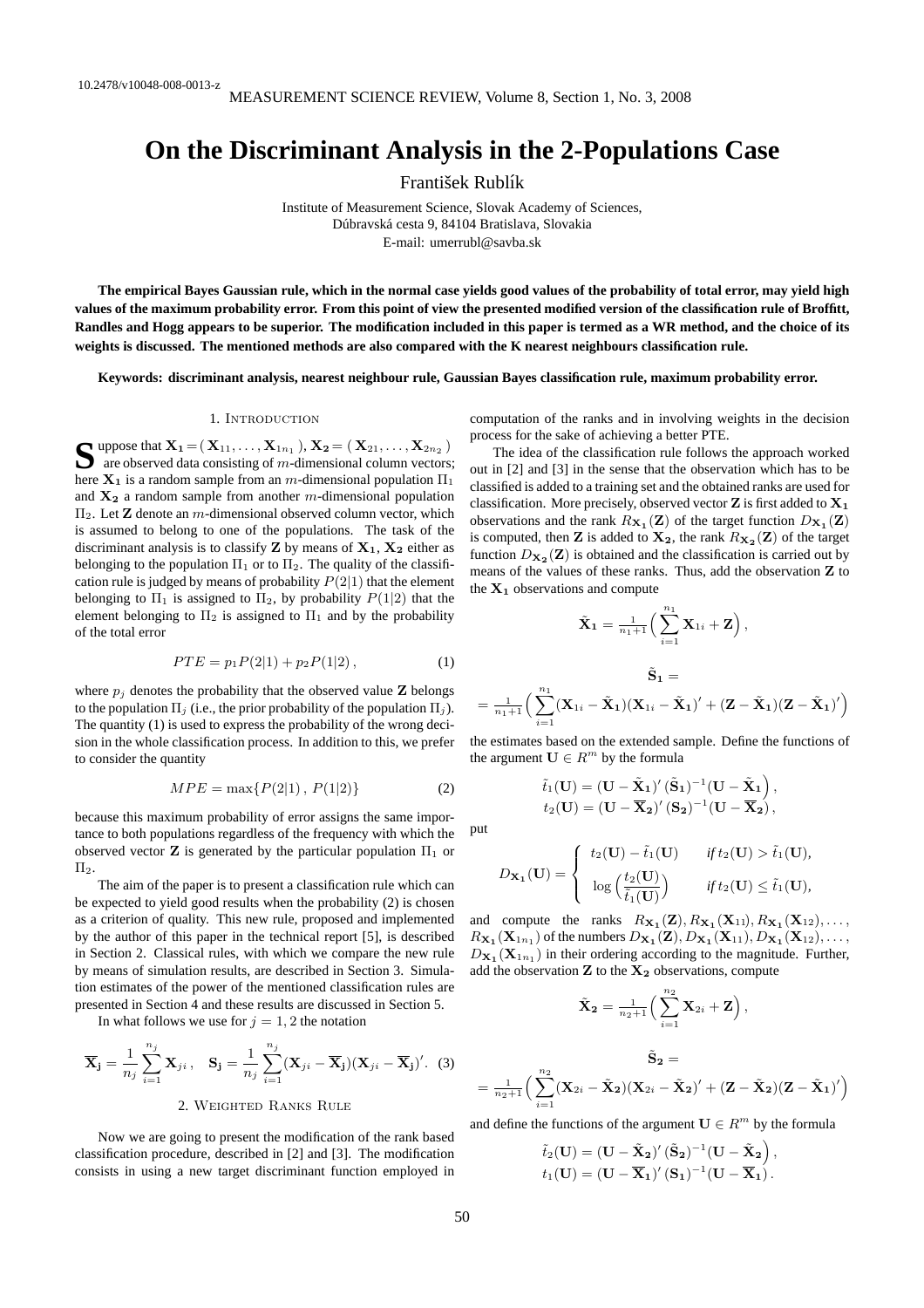# On the Discriminant Analysis in the 2-Populations Case

František Rublík

Institute of Measurement Science, Slovak Academy of Sciences,
Dúbravská cesta 9, 84104 Bratislava, Slovakia
E-mail: umerrubl@savba.sk

**The empirical Bayes Gaussian rule, which in the normal case yields good values of the probability of total error, may yield high values of the maximum probability error. From this point of view the presented modified version of the classification rule of Broffitt, Randles and Hogg appears to be superior. The modification included in this paper is termed as a WR method, and the choice of its weights is discussed. The mentioned methods are also compared with the K nearest neighbours classification rule.**

**Keywords: discriminant analysis, nearest neighbour rule, Gaussian Bayes classification rule, maximum probability error.**

## 1. Introduction

Suppose that $\mathbf{X_1} = (\mathbf{X}_{11}, \ldots, \mathbf{X}_{1n_1})$, $\mathbf{X_2} = (\mathbf{X}_{21}, \ldots, \mathbf{X}_{2n_2})$ are observed data consisting of $m$-dimensional column vectors; here $\mathbf{X_1}$ is a random sample from an $m$-dimensional population $\Pi_1$ and $\mathbf{X_2}$ a random sample from another $m$-dimensional population $\Pi_2$. Let $\mathbf{Z}$ denote an $m$-dimensional observed column vector, which is assumed to belong to one of the populations. The task of the discriminant analysis is to classify $\mathbf{Z}$ by means of $\mathbf{X_1}$, $\mathbf{X_2}$ either as belonging to the population $\Pi_1$ or to $\Pi_2$. The quality of the classification rule is judged by means of probability $P(2|1)$ that the element belonging to $\Pi_1$ is assigned to $\Pi_2$, by probability $P(1|2)$ that the element belonging to $\Pi_2$ is assigned to $\Pi_1$ and by the probability of the total error

$$PTE = p_1 P(2|1) + p_2 P(1|2)\,, \tag{1}$$

where $p_j$ denotes the probability that the observed value $\mathbf{Z}$ belongs to the population $\Pi_j$ (i.e., the prior probability of the population $\Pi_j$). The quantity (1) is used to express the probability of the wrong decision in the whole classification process. In addition to this, we prefer to consider the quantity

$$MPE = \max\{P(2|1)\,,\, P(1|2)\} \tag{2}$$

because this maximum probability of error assigns the same importance to both populations regardless of the frequency with which the observed vector $\mathbf{Z}$ is generated by the particular population $\Pi_1$ or $\Pi_2$.

The aim of the paper is to present a classification rule which can be expected to yield good results when the probability (2) is chosen as a criterion of quality. This new rule, proposed and implemented by the author of this paper in the technical report [5], is described in Section 2. Classical rules, with which we compare the new rule by means of simulation results, are described in Section 3. Simulation estimates of the power of the mentioned classification rules are presented in Section 4 and these results are discussed in Section 5.

In what follows we use for $j = 1, 2$ the notation

$$\overline{\mathbf{X}}_\mathbf{j} = \frac{1}{n_j}\sum_{i=1}^{n_j} \mathbf{X}_{ji}\,, \quad \mathbf{S_j} = \frac{1}{n_j}\sum_{i=1}^{n_j} (\mathbf{X}_{ji} - \overline{\mathbf{X}}_\mathbf{j})(\mathbf{X}_{ji} - \overline{\mathbf{X}}_\mathbf{j})'. \tag{3}$$

## 2. Weighted Ranks Rule

Now we are going to present the modification of the rank based classification procedure, described in [2] and [3]. The modification consists in using a new target discriminant function employed in computation of the ranks and in involving weights in the decision process for the sake of achieving a better PTE.

The idea of the classification rule follows the approach worked out in [2] and [3] in the sense that the observation which has to be classified is added to a training set and the obtained ranks are used for classification. More precisely, observed vector $\mathbf{Z}$ is first added to $\mathbf{X_1}$ observations and the rank $R_{\mathbf{X_1}}(\mathbf{Z})$ of the target function $D_{\mathbf{X_1}}(\mathbf{Z})$ is computed, then $\mathbf{Z}$ is added to $\mathbf{X_2}$, the rank $R_{\mathbf{X_2}}(\mathbf{Z})$ of the target function $D_{\mathbf{X_2}}(\mathbf{Z})$ is obtained and the classification is carried out by means of the values of these ranks. Thus, add the observation $\mathbf{Z}$ to the $\mathbf{X_1}$ observations and compute

$$\tilde{\mathbf{X}}_\mathbf{1} = \tfrac{1}{n_1+1}\Big(\sum_{i=1}^{n_1} \mathbf{X}_{1i} + \mathbf{Z}\Big)\,,$$

$$\tilde{\mathbf{S}}_\mathbf{1} = \tfrac{1}{n_1+1}\Big(\sum_{i=1}^{n_1} (\mathbf{X}_{1i} - \tilde{\mathbf{X}}_\mathbf{1})(\mathbf{X}_{1i} - \tilde{\mathbf{X}}_\mathbf{1})' + (\mathbf{Z} - \tilde{\mathbf{X}}_\mathbf{1})(\mathbf{Z} - \tilde{\mathbf{X}}_\mathbf{1})'\Big)$$

the estimates based on the extended sample. Define the functions of the argument $\mathbf{U} \in R^m$ by the formula

$$\tilde{t}_1(\mathbf{U}) = (\mathbf{U} - \tilde{\mathbf{X}}_\mathbf{1})'\,(\tilde{\mathbf{S}}_\mathbf{1})^{-1}(\mathbf{U} - \tilde{\mathbf{X}}_\mathbf{1})\,,$$
$$t_2(\mathbf{U}) = (\mathbf{U} - \overline{\mathbf{X}}_\mathbf{2})'\,(\mathbf{S_2})^{-1}(\mathbf{U} - \overline{\mathbf{X}}_\mathbf{2})\,,$$

put

$$D_{\mathbf{X_1}}(\mathbf{U}) = \begin{cases} t_2(\mathbf{U}) - \tilde{t}_1(\mathbf{U}) & \textit{if}\; t_2(\mathbf{U}) > \tilde{t}_1(\mathbf{U}), \\ \log\Big(\dfrac{t_2(\mathbf{U})}{\tilde{t}_1(\mathbf{U})}\Big) & \textit{if}\; t_2(\mathbf{U}) \le \tilde{t}_1(\mathbf{U}), \end{cases}$$

and compute the ranks $R_{\mathbf{X_1}}(\mathbf{Z}), R_{\mathbf{X_1}}(\mathbf{X}_{11}), R_{\mathbf{X_1}}(\mathbf{X}_{12}), \ldots, R_{\mathbf{X_1}}(\mathbf{X}_{1n_1})$ of the numbers $D_{\mathbf{X_1}}(\mathbf{Z}), D_{\mathbf{X_1}}(\mathbf{X}_{11}), D_{\mathbf{X_1}}(\mathbf{X}_{12}), \ldots, D_{\mathbf{X_1}}(\mathbf{X}_{1n_1})$ in their ordering according to the magnitude. Further, add the observation $\mathbf{Z}$ to the $\mathbf{X_2}$ observations, compute

$$\tilde{\mathbf{X}}_\mathbf{2} = \tfrac{1}{n_2+1}\Big(\sum_{i=1}^{n_2} \mathbf{X}_{2i} + \mathbf{Z}\Big)\,,$$

$$\tilde{\mathbf{S}}_\mathbf{2} = \tfrac{1}{n_2+1}\Big(\sum_{i=1}^{n_2} (\mathbf{X}_{2i} - \tilde{\mathbf{X}}_\mathbf{2})(\mathbf{X}_{2i} - \tilde{\mathbf{X}}_\mathbf{2})' + (\mathbf{Z} - \tilde{\mathbf{X}}_\mathbf{2})(\mathbf{Z} - \tilde{\mathbf{X}}_\mathbf{1})'\Big)$$

and define the functions of the argument $\mathbf{U} \in R^m$ by the formula

$$\tilde{t}_2(\mathbf{U}) = (\mathbf{U} - \tilde{\mathbf{X}}_\mathbf{2})'\,(\tilde{\mathbf{S}}_\mathbf{2})^{-1}(\mathbf{U} - \tilde{\mathbf{X}}_\mathbf{2})\,,$$
$$t_1(\mathbf{U}) = (\mathbf{U} - \overline{\mathbf{X}}_\mathbf{1})'\,(\mathbf{S_1})^{-1}(\mathbf{U} - \overline{\mathbf{X}}_\mathbf{1})\,.$$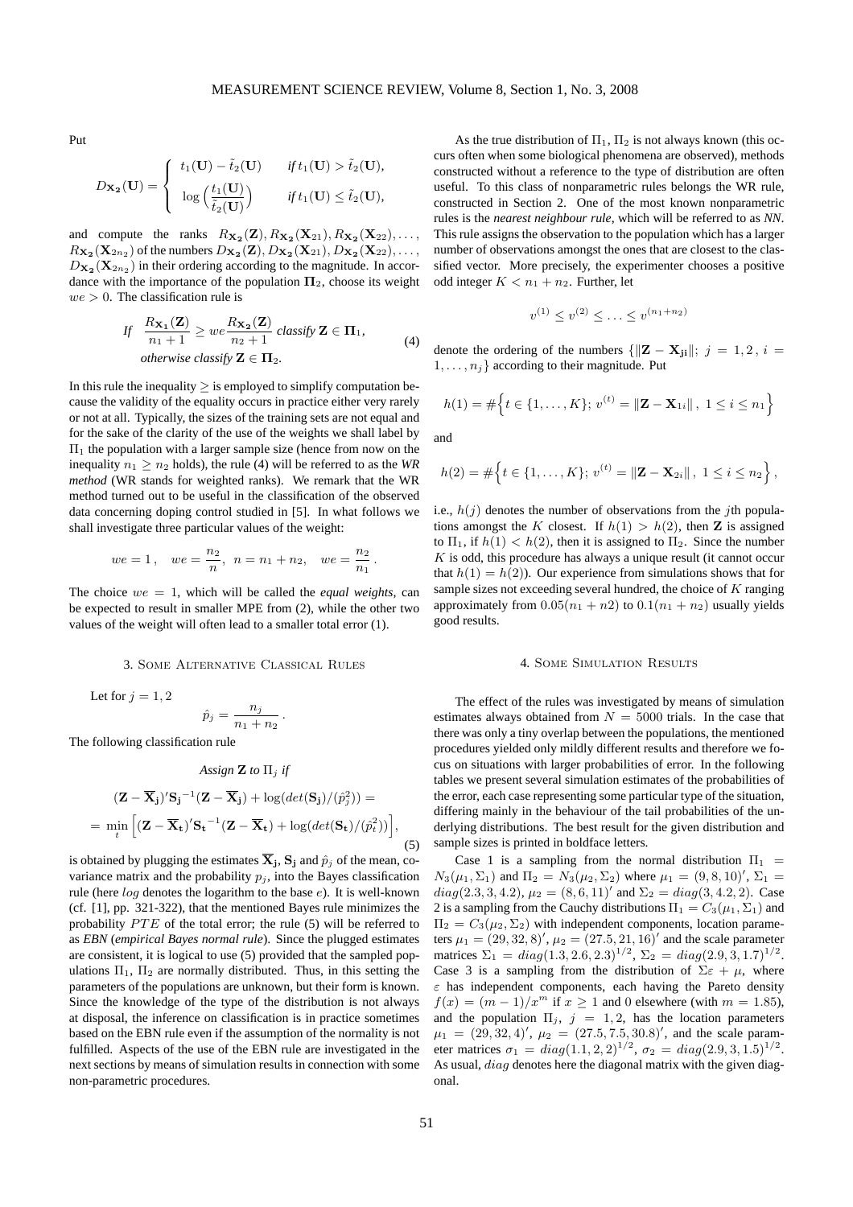Put

$$D_{\mathbf{X_2}}(\mathbf{U}) = \begin{cases} t_1(\mathbf{U}) - \tilde{t}_2(\mathbf{U}) & \textit{if } t_1(\mathbf{U}) > \tilde{t}_2(\mathbf{U}), \\ \log\left(\frac{t_1(\mathbf{U})}{\tilde{t}_2(\mathbf{U})}\right) & \textit{if } t_1(\mathbf{U}) \leq \tilde{t}_2(\mathbf{U}), \end{cases}$$

and compute the ranks $R_{\mathbf{X_2}}(\mathbf{Z}), R_{\mathbf{X_2}}(\mathbf{X}_{21}), R_{\mathbf{X_2}}(\mathbf{X}_{22}), \ldots, R_{\mathbf{X_2}}(\mathbf{X}_{2n_2})$ of the numbers $D_{\mathbf{X_2}}(\mathbf{Z}), D_{\mathbf{X_2}}(\mathbf{X}_{21}), D_{\mathbf{X_2}}(\mathbf{X}_{22}), \ldots, D_{\mathbf{X_2}}(\mathbf{X}_{2n_2})$ in their ordering according to the magnitude. In accordance with the importance of the population $\mathbf{\Pi}_2$, choose its weight $we > 0$. The classification rule is

$$\begin{aligned} &\textit{If} \quad \frac{R_{\mathbf{X_1}}(\mathbf{Z})}{n_1+1} \geq we\frac{R_{\mathbf{X_2}}(\mathbf{Z})}{n_2+1} \ \textit{classify } \mathbf{Z} \in \mathbf{\Pi}_1, \\ &\textit{otherwise classify } \mathbf{Z} \in \mathbf{\Pi}_2. \end{aligned} \tag{4}$$

In this rule the inequality $\geq$ is employed to simplify computation because the validity of the equality occurs in practice either very rarely or not at all. Typically, the sizes of the training sets are not equal and for the sake of the clarity of the use of the weights we shall label by $\Pi_1$ the population with a larger sample size (hence from now on the inequality $n_1 \geq n_2$ holds), the rule (4) will be referred to as the *WR method* (WR stands for weighted ranks). We remark that the WR method turned out to be useful in the classification of the observed data concerning doping control studied in [5]. In what follows we shall investigate three particular values of the weight:

$$we = 1\,, \quad we = \frac{n_2}{n},\ n = n_1 + n_2, \quad we = \frac{n_2}{n_1}\,.$$

The choice $we = 1$, which will be called the *equal weights*, can be expected to result in smaller MPE from (2), while the other two values of the weight will often lead to a smaller total error (1).

## 3. Some Alternative Classical Rules

Let for $j = 1, 2$

$$\hat{p}_j = \frac{n_j}{n_1+n_2}\,.$$

The following classification rule

$$\textit{Assign } \mathbf{Z} \textit{ to } \Pi_j \textit{ if}$$

$$\begin{aligned} &(\mathbf{Z} - \overline{\mathbf{X}}_\mathbf{j})'\mathbf{S_j}^{-1}(\mathbf{Z} - \overline{\mathbf{X}}_\mathbf{j}) + \log(det(\mathbf{S_j})/(\hat{p}_j^2)) = \\ &= \min_t \Big[(\mathbf{Z} - \overline{\mathbf{X}}_\mathbf{t})'\mathbf{S_t}^{-1}(\mathbf{Z} - \overline{\mathbf{X}}_\mathbf{t}) + \log(det(\mathbf{S_t})/(\hat{p}_t^2))\Big], \end{aligned} \tag{5}$$

is obtained by plugging the estimates $\overline{\mathbf{X}}_\mathbf{j}$, $\mathbf{S_j}$ and $\hat{p}_j$ of the mean, covariance matrix and the probability $p_j$, into the Bayes classification rule (here $log$ denotes the logarithm to the base $e$). It is well-known (cf. [1], pp. 321-322), that the mentioned Bayes rule minimizes the probability $PTE$ of the total error; the rule (5) will be referred to as *EBN* (*empirical Bayes normal rule*). Since the plugged estimates are consistent, it is logical to use (5) provided that the sampled populations $\Pi_1$, $\Pi_2$ are normally distributed. Thus, in this setting the parameters of the populations are unknown, but their form is known. Since the knowledge of the type of the distribution is not always at disposal, the inference on classification is in practice sometimes based on the EBN rule even if the assumption of the normality is not fulfilled. Aspects of the use of the EBN rule are investigated in the next sections by means of simulation results in connection with some non-parametric procedures.

As the true distribution of $\Pi_1$, $\Pi_2$ is not always known (this occurs often when some biological phenomena are observed), methods constructed without a reference to the type of distribution are often useful. To this class of nonparametric rules belongs the WR rule, constructed in Section 2. One of the most known nonparametric rules is the *nearest neighbour rule*, which will be referred to as *NN*. This rule assigns the observation to the population which has a larger number of observations amongst the ones that are closest to the classified vector. More precisely, the experimenter chooses a positive odd integer $K < n_1 + n_2$. Further, let

$$v^{(1)} \leq v^{(2)} \leq \ldots \leq v^{(n_1+n_2)}$$

denote the ordering of the numbers $\{\|\mathbf{Z} - \mathbf{X_{ji}}\|;\ j = 1, 2\,,\ i = 1, \ldots, n_j\}$ according to their magnitude. Put

$$h(1) = \#\Big\{t \in \{1, \ldots, K\};\ v^{(t)} = \|\mathbf{Z} - \mathbf{X}_{1i}\|\,,\ 1 \leq i \leq n_1\Big\}$$

and

$$h(2) = \#\Big\{t \in \{1, \ldots, K\};\ v^{(t)} = \|\mathbf{Z} - \mathbf{X}_{2i}\|\,,\ 1 \leq i \leq n_2\Big\}\,,$$

i.e., $h(j)$ denotes the number of observations from the $j$th populations amongst the $K$ closest. If $h(1) > h(2)$, then $\mathbf{Z}$ is assigned to $\Pi_1$, if $h(1) < h(2)$, then it is assigned to $\Pi_2$. Since the number $K$ is odd, this procedure has always a unique result (it cannot occur that $h(1) = h(2)$). Our experience from simulations shows that for sample sizes not exceeding several hundred, the choice of $K$ ranging approximately from $0.05(n_1 + n2)$ to $0.1(n_1 + n_2)$ usually yields good results.

## 4. Some Simulation Results

The effect of the rules was investigated by means of simulation estimates always obtained from $N = 5000$ trials. In the case that there was only a tiny overlap between the populations, the mentioned procedures yielded only mildly different results and therefore we focus on situations with larger probabilities of error. In the following tables we present several simulation estimates of the probabilities of the error, each case representing some particular type of the situation, differing mainly in the behaviour of the tail probabilities of the underlying distributions. The best result for the given distribution and sample sizes is printed in boldface letters.

Case 1 is a sampling from the normal distribution $\Pi_1 = N_3(\mu_1, \Sigma_1)$ and $\Pi_2 = N_3(\mu_2, \Sigma_2)$ where $\mu_1 = (9, 8, 10)'$, $\Sigma_1 = diag(2.3, 3, 4.2)$, $\mu_2 = (8, 6, 11)'$ and $\Sigma_2 = diag(3, 4.2, 2)$. Case 2 is a sampling from the Cauchy distributions $\Pi_1 = C_3(\mu_1, \Sigma_1)$ and $\Pi_2 = C_3(\mu_2, \Sigma_2)$ with independent components, location parameters $\mu_1 = (29, 32, 8)'$, $\mu_2 = (27.5, 21, 16)'$ and the scale parameter matrices $\Sigma_1 = diag(1.3, 2.6, 2.3)^{1/2}$, $\Sigma_2 = diag(2.9, 3, 1.7)^{1/2}$. Case 3 is a sampling from the distribution of $\Sigma\varepsilon + \mu$, where $\varepsilon$ has independent components, each having the Pareto density $f(x) = (m-1)/x^m$ if $x \geq 1$ and 0 elsewhere (with $m = 1.85$), and the population $\Pi_j$, $j = 1, 2$, has the location parameters $\mu_1 = (29, 32, 4)'$, $\mu_2 = (27.5, 7.5, 30.8)'$, and the scale parameter matrices $\sigma_1 = diag(1.1, 2, 2)^{1/2}$, $\sigma_2 = diag(2.9, 3, 1.5)^{1/2}$. As usual, $diag$ denotes here the diagonal matrix with the given diagonal.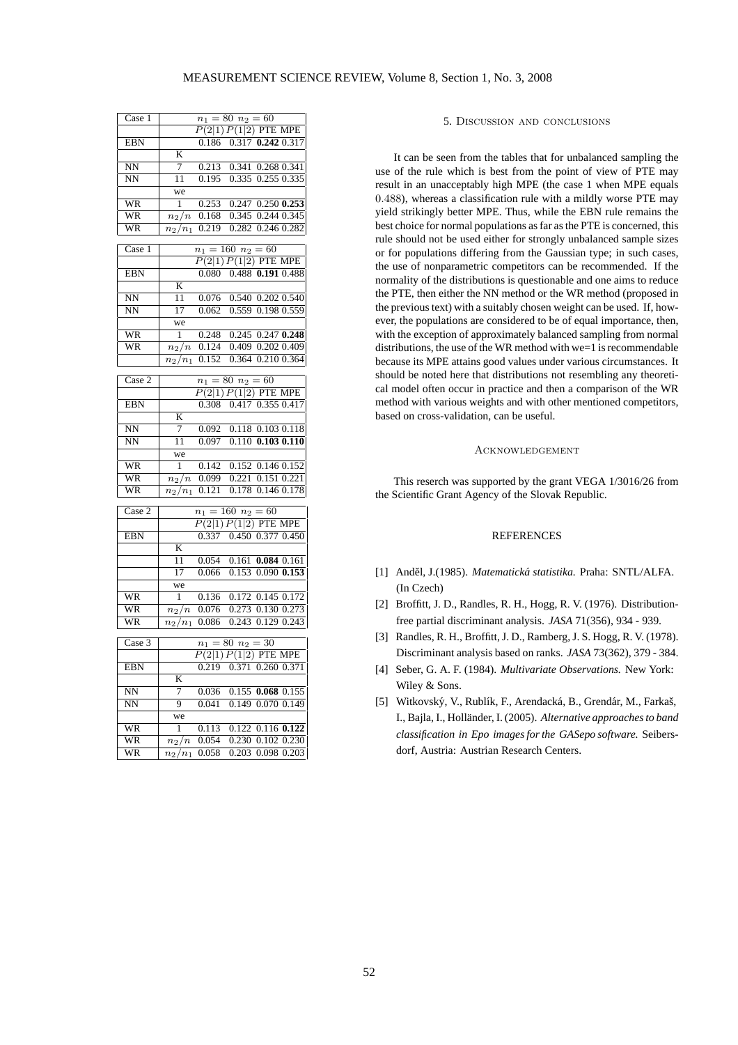| Case 1 | $n_1 = 80$ $n_2 = 60$ | | | | |
|---|---|---|---|---|---|
| | | $P(2\|1)$ | $P(1\|2)$ | PTE | MPE |
| EBN | | 0.186 | 0.317 | **0.242** | 0.317 |
| | K | | | | |
| NN | 7 | 0.213 | 0.341 | 0.268 | 0.341 |
| NN | 11 | 0.195 | 0.335 | 0.255 | 0.335 |
| | we | | | | |
| WR | 1 | 0.253 | 0.247 | 0.250 | **0.253** |
| WR | $n_2/n$ | 0.168 | 0.345 | 0.244 | 0.345 |
| WR | $n_2/n_1$ | 0.219 | 0.282 | 0.246 | 0.282 |

| Case 1 | $n_1 = 160$ $n_2 = 60$ | | | | |
|---|---|---|---|---|---|
| | | $P(2\|1)$ | $P(1\|2)$ | PTE | MPE |
| EBN | | 0.080 | 0.488 | **0.191** | 0.488 |
| | K | | | | |
| NN | 11 | 0.076 | 0.540 | 0.202 | 0.540 |
| NN | 17 | 0.062 | 0.559 | 0.198 | 0.559 |
| | we | | | | |
| WR | 1 | 0.248 | 0.245 | 0.247 | **0.248** |
| WR | $n_2/n$ | 0.124 | 0.409 | 0.202 | 0.409 |
| | $n_2/n_1$ | 0.152 | 0.364 | 0.210 | 0.364 |

| Case 2 | $n_1 = 80$ $n_2 = 60$ | | | | |
|---|---|---|---|---|---|
| | | $P(2\|1)$ | $P(1\|2)$ | PTE | MPE |
| EBN | | 0.308 | 0.417 | 0.355 | 0.417 |
| | K | | | | |
| NN | 7 | 0.092 | 0.118 | 0.103 | 0.118 |
| NN | 11 | 0.097 | 0.110 | **0.103** | **0.110** |
| | we | | | | |
| WR | 1 | 0.142 | 0.152 | 0.146 | 0.152 |
| WR | $n_2/n$ | 0.099 | 0.221 | 0.151 | 0.221 |
| WR | $n_2/n_1$ | 0.121 | 0.178 | 0.146 | 0.178 |

| Case 2 | $n_1 = 160$ $n_2 = 60$ | | | | |
|---|---|---|---|---|---|
| | | $P(2\|1)$ | $P(1\|2)$ | PTE | MPE |
| EBN | | 0.337 | 0.450 | 0.377 | 0.450 |
| | K | | | | |
| | 11 | 0.054 | 0.161 | **0.084** | 0.161 |
| | 17 | 0.066 | 0.153 | 0.090 | **0.153** |
| | we | | | | |
| WR | 1 | 0.136 | 0.172 | 0.145 | 0.172 |
| WR | $n_2/n$ | 0.076 | 0.273 | 0.130 | 0.273 |
| WR | $n_2/n_1$ | 0.086 | 0.243 | 0.129 | 0.243 |

| Case 3 | $n_1 = 80$ $n_2 = 30$ | | | | |
|---|---|---|---|---|---|
| | | $P(2\|1)$ | $P(1\|2)$ | PTE | MPE |
| EBN | | 0.219 | 0.371 | 0.260 | 0.371 |
| | K | | | | |
| NN | 7 | 0.036 | 0.155 | **0.068** | 0.155 |
| NN | 9 | 0.041 | 0.149 | 0.070 | 0.149 |
| | we | | | | |
| WR | 1 | 0.113 | 0.122 | 0.116 | **0.122** |
| WR | $n_2/n$ | 0.054 | 0.230 | 0.102 | 0.230 |
| WR | $n_2/n_1$ | 0.058 | 0.203 | 0.098 | 0.203 |

## 5. Discussion and conclusions

It can be seen from the tables that for unbalanced sampling the use of the rule which is best from the point of view of PTE may result in an unacceptably high MPE (the case 1 when MPE equals $0.488$), whereas a classification rule with a mildly worse PTE may yield strikingly better MPE. Thus, while the EBN rule remains the best choice for normal populations as far as the PTE is concerned, this rule should not be used either for strongly unbalanced sample sizes or for populations differing from the Gaussian type; in such cases, the use of nonparametric competitors can be recommended. If the normality of the distributions is questionable and one aims to reduce the PTE, then either the NN method or the WR method (proposed in the previous text) with a suitably chosen weight can be used. If, however, the populations are considered to be of equal importance, then, with the exception of approximately balanced sampling from normal distributions, the use of the WR method with we=1 is recommendable because its MPE attains good values under various circumstances. It should be noted here that distributions not resembling any theoretical model often occur in practice and then a comparison of the WR method with various weights and with other mentioned competitors, based on cross-validation, can be useful.

## Acknowledgement

This reserch was supported by the grant VEGA 1/3016/26 from the Scientific Grant Agency of the Slovak Republic.

## REFERENCES

[1] Anděl, J.(1985). *Matematická statistika.* Praha: SNTL/ALFA. (In Czech)

[2] Broffitt, J. D., Randles, R. H., Hogg, R. V. (1976). Distribution-free partial discriminant analysis. *JASA* 71(356), 934 - 939.

[3] Randles, R. H., Broffitt, J. D., Ramberg, J. S. Hogg, R. V. (1978). Discriminant analysis based on ranks. *JASA* 73(362), 379 - 384.

[4] Seber, G. A. F. (1984). *Multivariate Observations.* New York: Wiley & Sons.

[5] Witkovský, V., Rublík, F., Arendacká, B., Grendár, M., Farkaš, I., Bajla, I., Holländer, I. (2005). *Alternative approaches to band classification in Epo images for the GASepo software.* Seibersdorf, Austria: Austrian Research Centers.